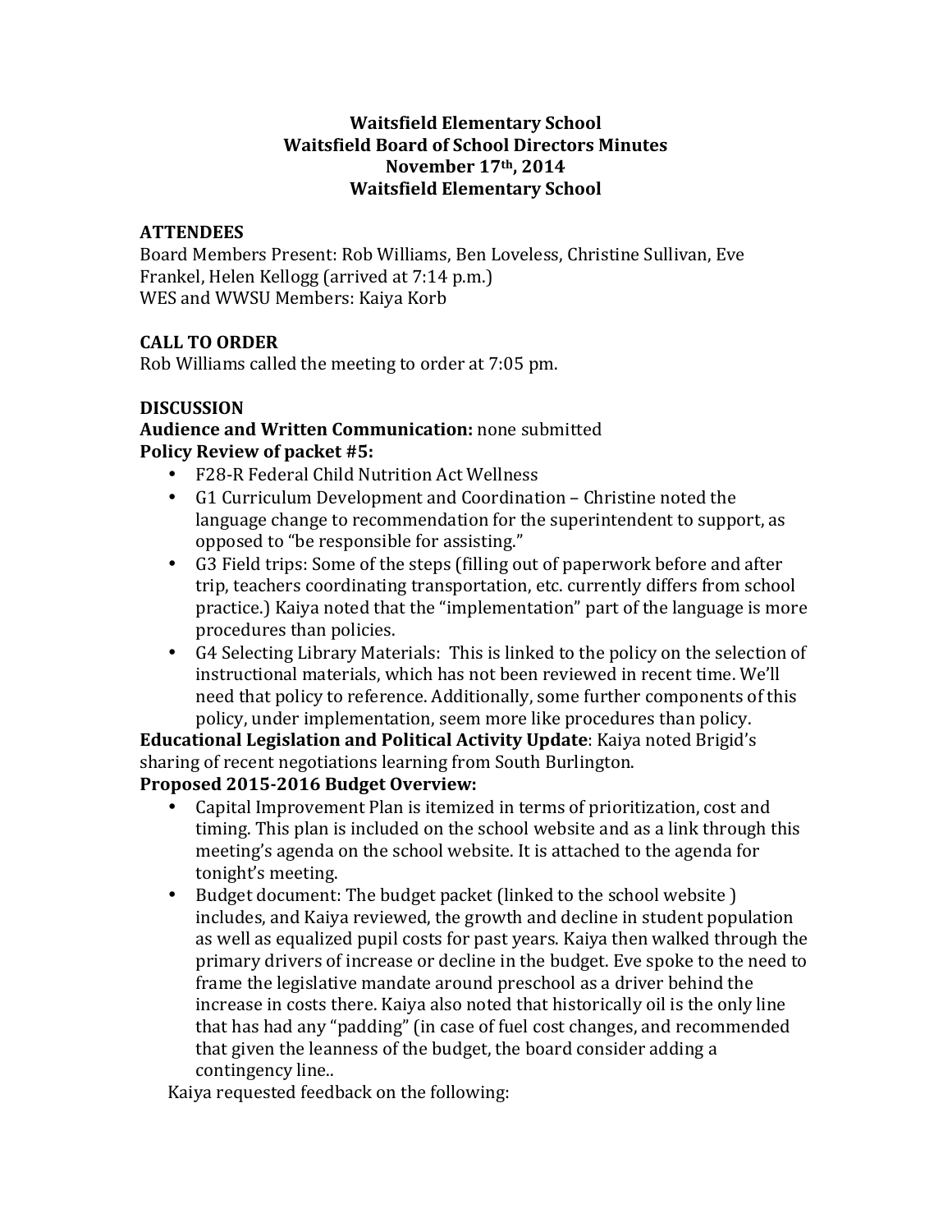**Waitsfield Elementary School**
**Waitsfield Board of School Directors Minutes**
**November 17th, 2014**
**Waitsfield Elementary School**

## ATTENDEES

Board Members Present: Rob Williams, Ben Loveless, Christine Sullivan, Eve Frankel, Helen Kellogg (arrived at 7:14 p.m.)
WES and WWSU Members: Kaiya Korb

## CALL TO ORDER

Rob Williams called the meeting to order at 7:05 pm.

## DISCUSSION

**Audience and Written Communication:** none submitted

**Policy Review of packet #5:**

- F28-R Federal Child Nutrition Act Wellness
- G1 Curriculum Development and Coordination – Christine noted the language change to recommendation for the superintendent to support, as opposed to "be responsible for assisting."
- G3 Field trips: Some of the steps (filling out of paperwork before and after trip, teachers coordinating transportation, etc. currently differs from school practice.) Kaiya noted that the "implementation" part of the language is more procedures than policies.
- G4 Selecting Library Materials: This is linked to the policy on the selection of instructional materials, which has not been reviewed in recent time. We'll need that policy to reference. Additionally, some further components of this policy, under implementation, seem more like procedures than policy.

**Educational Legislation and Political Activity Update**: Kaiya noted Brigid's sharing of recent negotiations learning from South Burlington.

**Proposed 2015-2016 Budget Overview:**

- Capital Improvement Plan is itemized in terms of prioritization, cost and timing. This plan is included on the school website and as a link through this meeting's agenda on the school website. It is attached to the agenda for tonight's meeting.
- Budget document: The budget packet (linked to the school website ) includes, and Kaiya reviewed, the growth and decline in student population as well as equalized pupil costs for past years. Kaiya then walked through the primary drivers of increase or decline in the budget. Eve spoke to the need to frame the legislative mandate around preschool as a driver behind the increase in costs there. Kaiya also noted that historically oil is the only line that has had any "padding" (in case of fuel cost changes, and recommended that given the leanness of the budget, the board consider adding a contingency line..

Kaiya requested feedback on the following: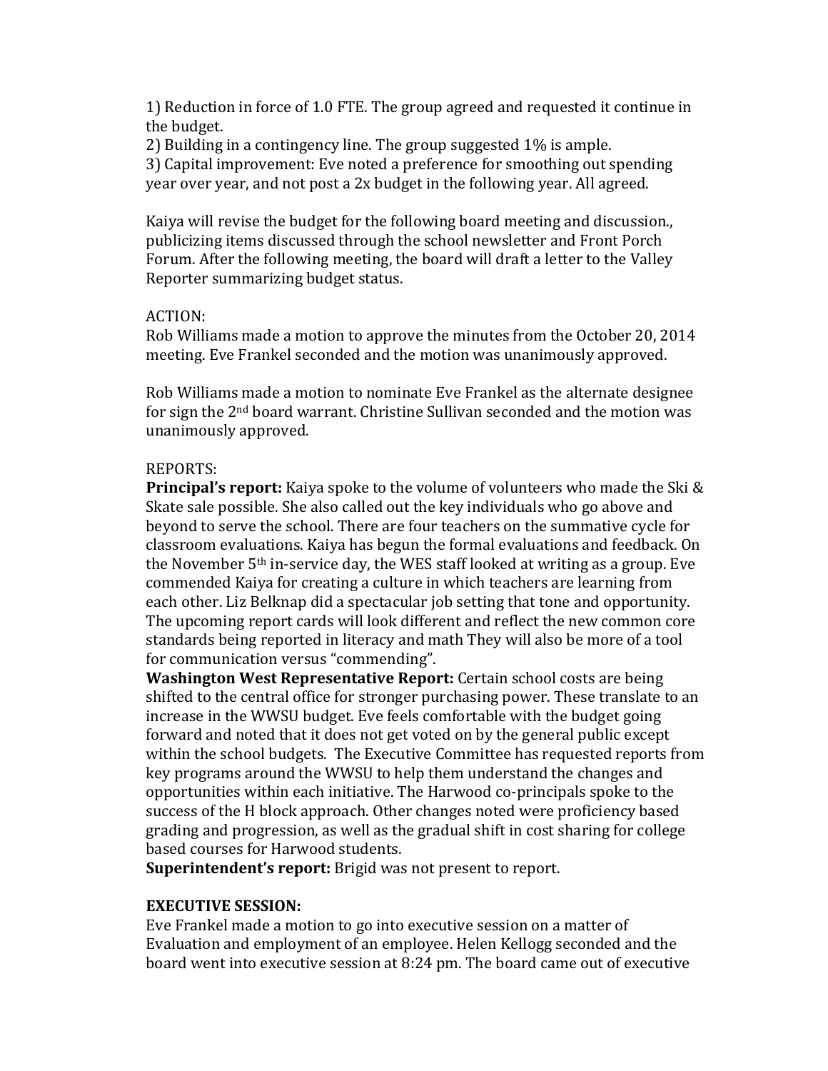1) Reduction in force of 1.0 FTE. The group agreed and requested it continue in the budget.
2) Building in a contingency line. The group suggested 1% is ample.
3) Capital improvement: Eve noted a preference for smoothing out spending year over year, and not post a 2x budget in the following year. All agreed.

Kaiya will revise the budget for the following board meeting and discussion., publicizing items discussed through the school newsletter and Front Porch Forum. After the following meeting, the board will draft a letter to the Valley Reporter summarizing budget status.

ACTION:
Rob Williams made a motion to approve the minutes from the October 20, 2014 meeting. Eve Frankel seconded and the motion was unanimously approved.

Rob Williams made a motion to nominate Eve Frankel as the alternate designee for sign the 2nd board warrant. Christine Sullivan seconded and the motion was unanimously approved.

REPORTS:
**Principal's report:** Kaiya spoke to the volume of volunteers who made the Ski & Skate sale possible. She also called out the key individuals who go above and beyond to serve the school. There are four teachers on the summative cycle for classroom evaluations. Kaiya has begun the formal evaluations and feedback. On the November 5th in-service day, the WES staff looked at writing as a group. Eve commended Kaiya for creating a culture in which teachers are learning from each other. Liz Belknap did a spectacular job setting that tone and opportunity. The upcoming report cards will look different and reflect the new common core standards being reported in literacy and math They will also be more of a tool for communication versus "commending".
**Washington West Representative Report:** Certain school costs are being shifted to the central office for stronger purchasing power. These translate to an increase in the WWSU budget. Eve feels comfortable with the budget going forward and noted that it does not get voted on by the general public except within the school budgets. The Executive Committee has requested reports from key programs around the WWSU to help them understand the changes and opportunities within each initiative. The Harwood co-principals spoke to the success of the H block approach. Other changes noted were proficiency based grading and progression, as well as the gradual shift in cost sharing for college based courses for Harwood students.
**Superintendent's report:** Brigid was not present to report.

**EXECUTIVE SESSION:**
Eve Frankel made a motion to go into executive session on a matter of Evaluation and employment of an employee. Helen Kellogg seconded and the board went into executive session at 8:24 pm. The board came out of executive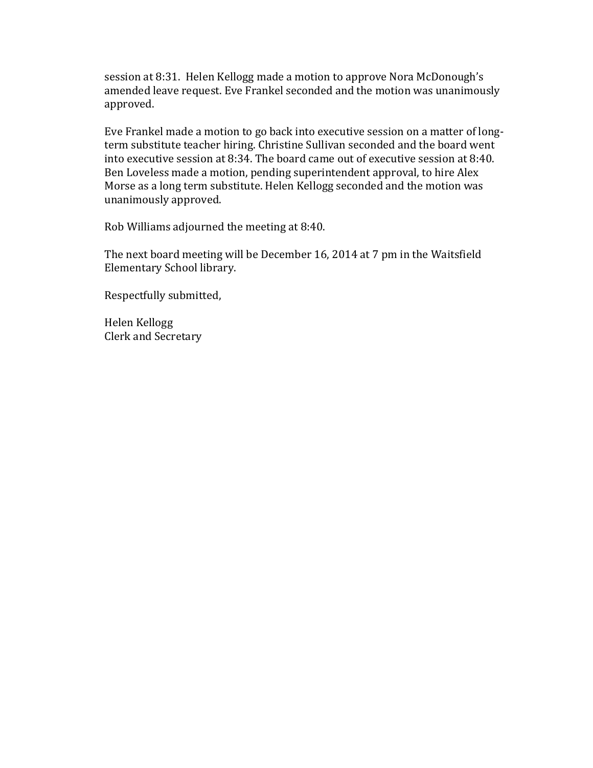session at 8:31. Helen Kellogg made a motion to approve Nora McDonough's amended leave request. Eve Frankel seconded and the motion was unanimously approved.

Eve Frankel made a motion to go back into executive session on a matter of long-term substitute teacher hiring. Christine Sullivan seconded and the board went into executive session at 8:34. The board came out of executive session at 8:40. Ben Loveless made a motion, pending superintendent approval, to hire Alex Morse as a long term substitute. Helen Kellogg seconded and the motion was unanimously approved.

Rob Williams adjourned the meeting at 8:40.

The next board meeting will be December 16, 2014 at 7 pm in the Waitsfield Elementary School library.

Respectfully submitted,

Helen Kellogg  
Clerk and Secretary